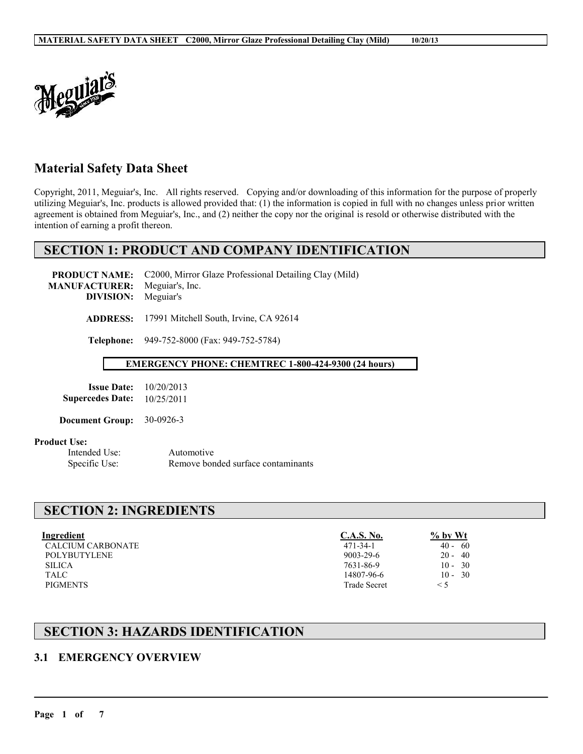# Material Safety Data Sheet

Copyright, 2011, Meguiar's, Inc. All rights reserved. Copying and/or downloading of this information for the purpose of properly utilizing Meguiar's, Inc. products is allowed provided that: (1) the information is copied in full with no changes unless prior written agreement is obtained from Meguiar's, Inc., and (2) neither the copy nor the original is resold or otherwise distributed with the intention of earning a profit thereon.

## SECTION 1: PRODUCT AND COMPANY IDENTIFICATION

**PRODUCT NAME:** C2000, Mirror Glaze Professional Detailing Clay (Mild)
**MANUFACTURER:** Meguiar's, Inc.
**DIVISION:** Meguiar's

**ADDRESS:** 17991 Mitchell South, Irvine, CA 92614

**Telephone:** 949-752-8000 (Fax: 949-752-5784)

**EMERGENCY PHONE: CHEMTREC 1-800-424-9300 (24 hours)**

**Issue Date:** 10/20/2013
**Supercedes Date:** 10/25/2011

**Document Group:** 30-0926-3

**Product Use:**

Intended Use: Automotive
Specific Use: Remove bonded surface contaminants

## SECTION 2: INGREDIENTS

| Ingredient | C.A.S. No. | % by Wt |
|---|---|---|
| CALCIUM CARBONATE | 471-34-1 | 40 - 60 |
| POLYBUTYLENE | 9003-29-6 | 20 - 40 |
| SILICA | 7631-86-9 | 10 - 30 |
| TALC | 14807-96-6 | 10 - 30 |
| PIGMENTS | Trade Secret | < 5 |

## SECTION 3: HAZARDS IDENTIFICATION

### 3.1 EMERGENCY OVERVIEW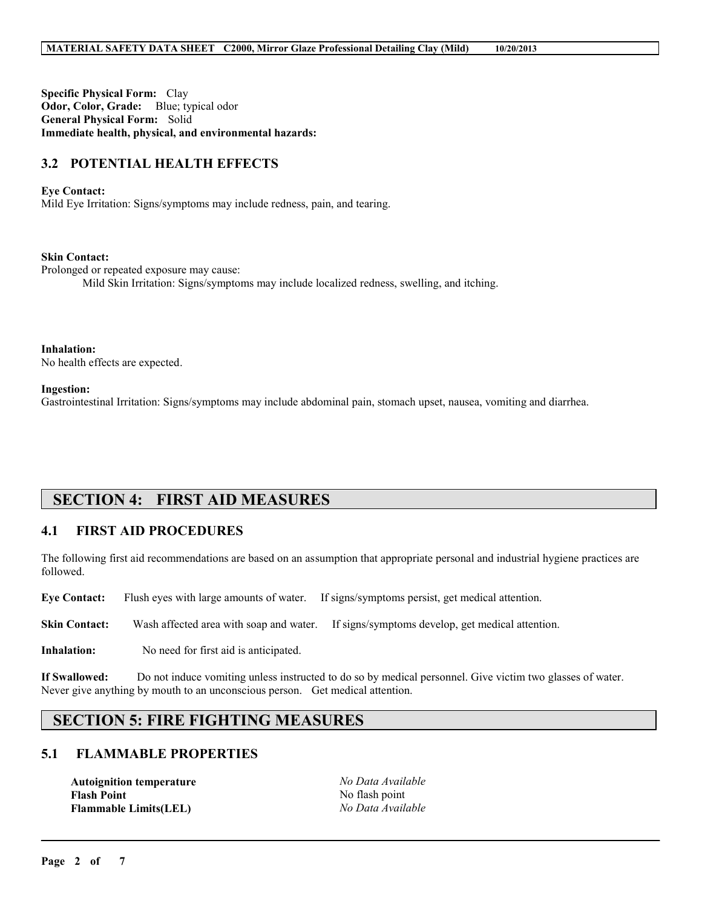**Specific Physical Form:** Clay
**Odor, Color, Grade:** Blue; typical odor
**General Physical Form:** Solid
**Immediate health, physical, and environmental hazards:**

### 3.2 POTENTIAL HEALTH EFFECTS

**Eye Contact:**
Mild Eye Irritation: Signs/symptoms may include redness, pain, and tearing.

**Skin Contact:**
Prolonged or repeated exposure may cause:
Mild Skin Irritation: Signs/symptoms may include localized redness, swelling, and itching.

**Inhalation:**
No health effects are expected.

**Ingestion:**
Gastrointestinal Irritation: Signs/symptoms may include abdominal pain, stomach upset, nausea, vomiting and diarrhea.

## SECTION 4: FIRST AID MEASURES

### 4.1 FIRST AID PROCEDURES

The following first aid recommendations are based on an assumption that appropriate personal and industrial hygiene practices are followed.

**Eye Contact:** Flush eyes with large amounts of water. If signs/symptoms persist, get medical attention.

**Skin Contact:** Wash affected area with soap and water. If signs/symptoms develop, get medical attention.

**Inhalation:** No need for first aid is anticipated.

**If Swallowed:** Do not induce vomiting unless instructed to do so by medical personnel. Give victim two glasses of water. Never give anything by mouth to an unconscious person. Get medical attention.

## SECTION 5: FIRE FIGHTING MEASURES

### 5.1 FLAMMABLE PROPERTIES

| | |
|---|---|
| **Autoignition temperature** | *No Data Available* |
| **Flash Point** | No flash point |
| **Flammable Limits(LEL)** | *No Data Available* |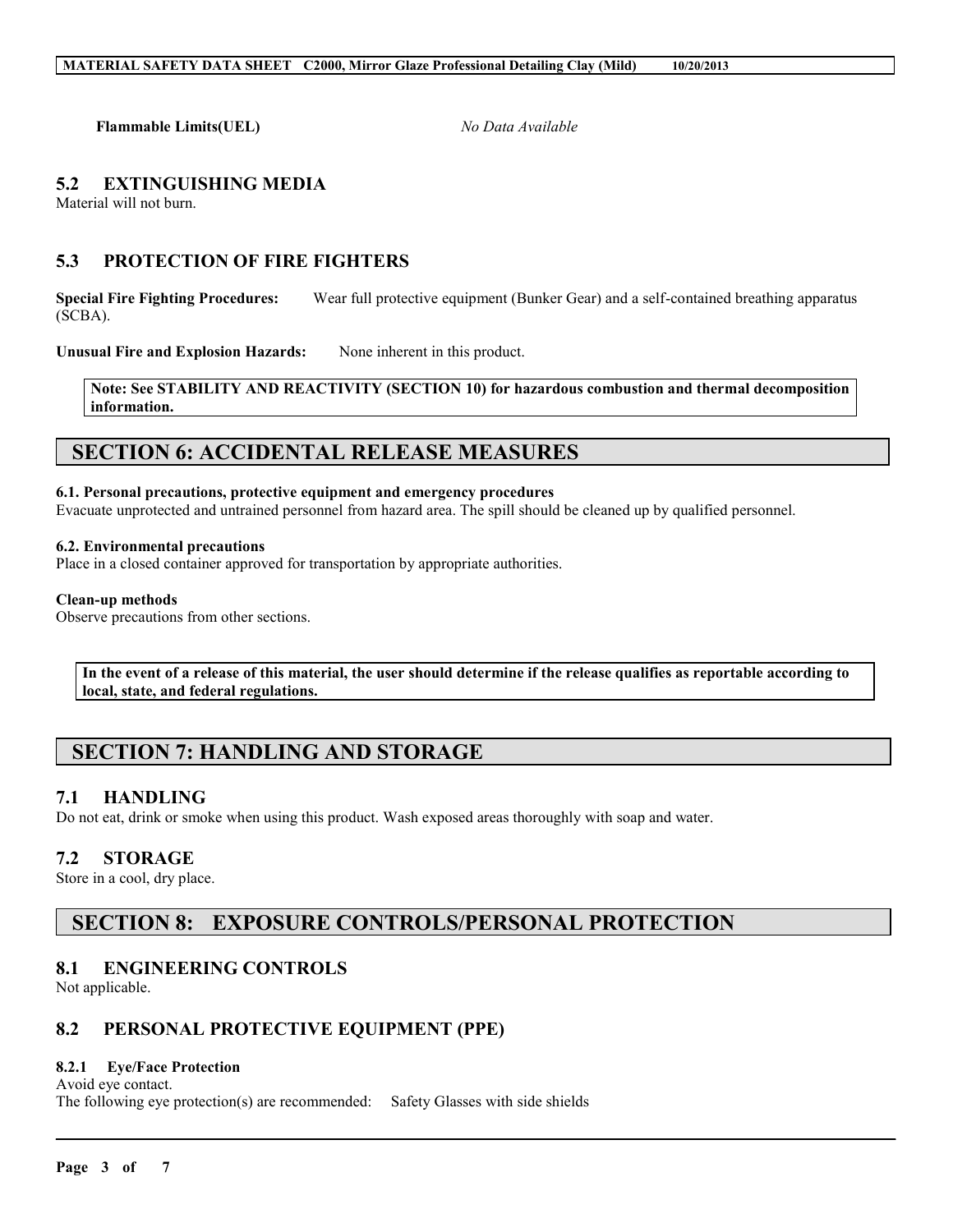**Flammable Limits(UEL)** *No Data Available*

### 5.2 EXTINGUISHING MEDIA

Material will not burn.

### 5.3 PROTECTION OF FIRE FIGHTERS

**Special Fire Fighting Procedures:** Wear full protective equipment (Bunker Gear) and a self-contained breathing apparatus (SCBA).

**Unusual Fire and Explosion Hazards:** None inherent in this product.

**Note: See STABILITY AND REACTIVITY (SECTION 10) for hazardous combustion and thermal decomposition information.**

## SECTION 6: ACCIDENTAL RELEASE MEASURES

**6.1. Personal precautions, protective equipment and emergency procedures**

Evacuate unprotected and untrained personnel from hazard area. The spill should be cleaned up by qualified personnel.

**6.2. Environmental precautions**

Place in a closed container approved for transportation by appropriate authorities.

**Clean-up methods**

Observe precautions from other sections.

**In the event of a release of this material, the user should determine if the release qualifies as reportable according to local, state, and federal regulations.**

## SECTION 7: HANDLING AND STORAGE

### 7.1 HANDLING

Do not eat, drink or smoke when using this product. Wash exposed areas thoroughly with soap and water.

### 7.2 STORAGE

Store in a cool, dry place.

## SECTION 8: EXPOSURE CONTROLS/PERSONAL PROTECTION

### 8.1 ENGINEERING CONTROLS

Not applicable.

### 8.2 PERSONAL PROTECTIVE EQUIPMENT (PPE)

#### 8.2.1 Eye/Face Protection

Avoid eye contact.

The following eye protection(s) are recommended: Safety Glasses with side shields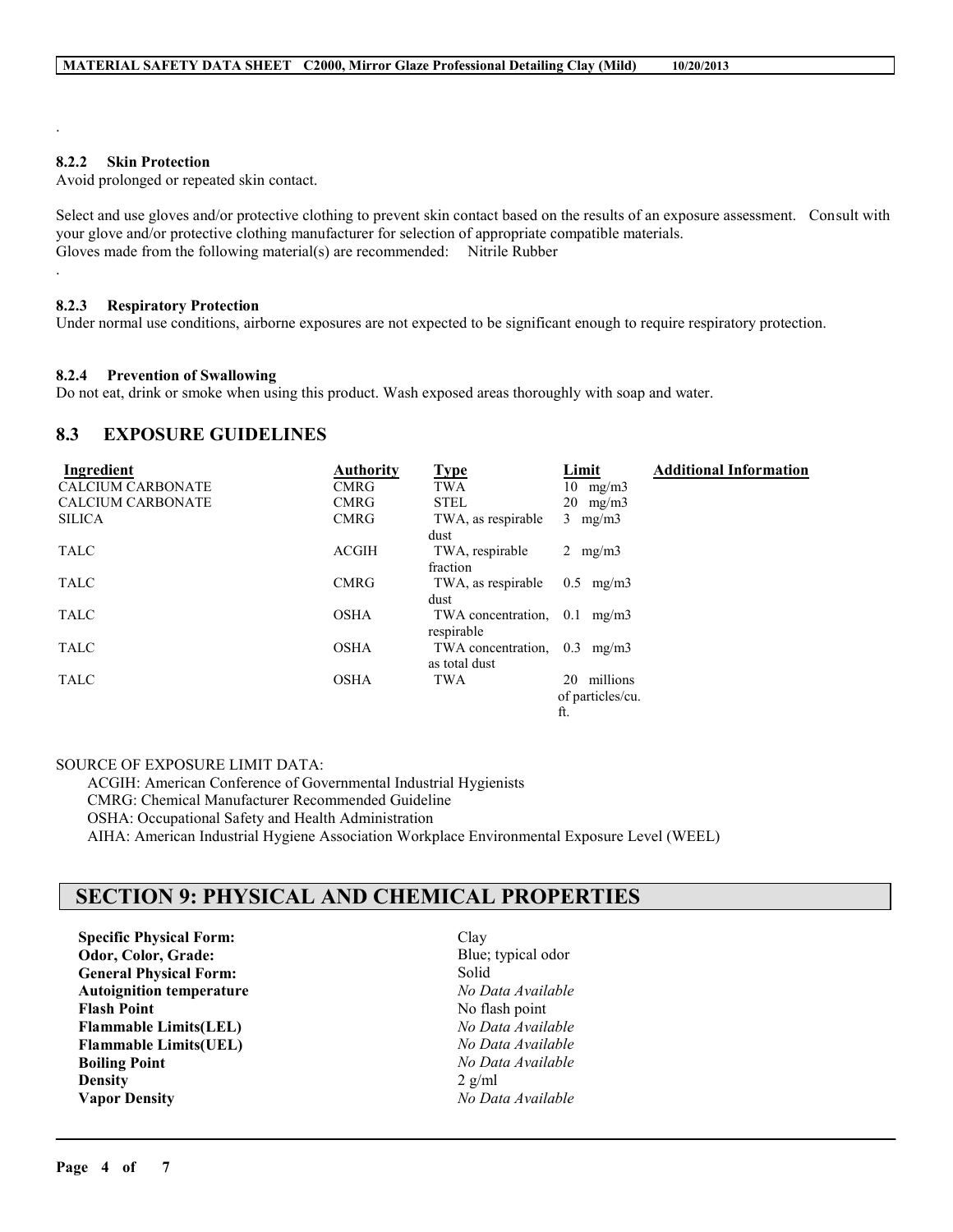.

#### 8.2.2 Skin Protection

Avoid prolonged or repeated skin contact.

Select and use gloves and/or protective clothing to prevent skin contact based on the results of an exposure assessment. Consult with your glove and/or protective clothing manufacturer for selection of appropriate compatible materials.
Gloves made from the following material(s) are recommended: Nitrile Rubber

.

#### 8.2.3 Respiratory Protection

Under normal use conditions, airborne exposures are not expected to be significant enough to require respiratory protection.

#### 8.2.4 Prevention of Swallowing

Do not eat, drink or smoke when using this product. Wash exposed areas thoroughly with soap and water.

## 8.3 EXPOSURE GUIDELINES

| Ingredient | Authority | Type | Limit | Additional Information |
|---|---|---|---|---|
| CALCIUM CARBONATE | CMRG | TWA | 10 mg/m3 | |
| CALCIUM CARBONATE | CMRG | STEL | 20 mg/m3 | |
| SILICA | CMRG | TWA, as respirable dust | 3 mg/m3 | |
| TALC | ACGIH | TWA, respirable fraction | 2 mg/m3 | |
| TALC | CMRG | TWA, as respirable dust | 0.5 mg/m3 | |
| TALC | OSHA | TWA concentration, respirable | 0.1 mg/m3 | |
| TALC | OSHA | TWA concentration, as total dust | 0.3 mg/m3 | |
| TALC | OSHA | TWA | 20 millions of particles/cu. ft. | |

SOURCE OF EXPOSURE LIMIT DATA:
- ACGIH: American Conference of Governmental Industrial Hygienists
- CMRG: Chemical Manufacturer Recommended Guideline
- OSHA: Occupational Safety and Health Administration
- AIHA: American Industrial Hygiene Association Workplace Environmental Exposure Level (WEEL)

# SECTION 9: PHYSICAL AND CHEMICAL PROPERTIES

| | |
|---|---|
| **Specific Physical Form:** | Clay |
| **Odor, Color, Grade:** | Blue; typical odor |
| **General Physical Form:** | Solid |
| **Autoignition temperature** | *No Data Available* |
| **Flash Point** | No flash point |
| **Flammable Limits(LEL)** | *No Data Available* |
| **Flammable Limits(UEL)** | *No Data Available* |
| **Boiling Point** | *No Data Available* |
| **Density** | 2 g/ml |
| **Vapor Density** | *No Data Available* |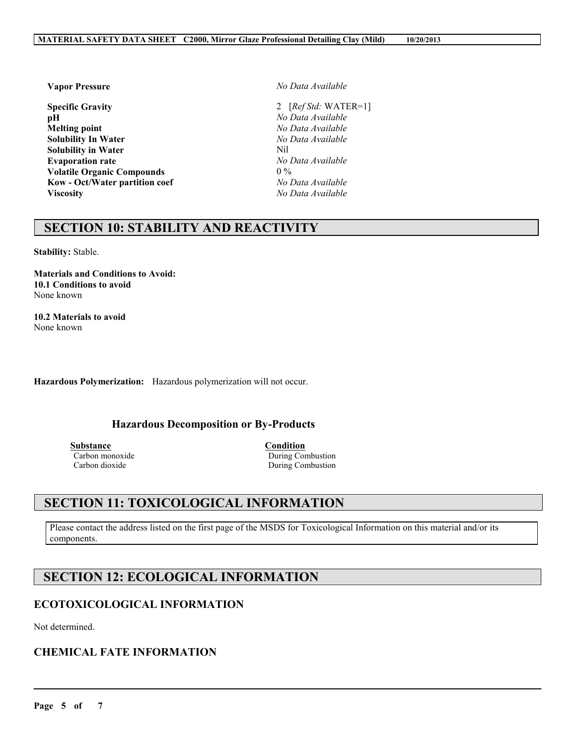| | |
|---|---|
| **Vapor Pressure** | *No Data Available* |
| **Specific Gravity** | 2 [*Ref Std:* WATER=1] |
| **pH** | *No Data Available* |
| **Melting point** | *No Data Available* |
| **Solubility In Water** | *No Data Available* |
| **Solubility in Water** | Nil |
| **Evaporation rate** | *No Data Available* |
| **Volatile Organic Compounds** | 0 % |
| **Kow - Oct/Water partition coef** | *No Data Available* |
| **Viscosity** | *No Data Available* |

## SECTION 10: STABILITY AND REACTIVITY

**Stability:** Stable.

**Materials and Conditions to Avoid:**
**10.1 Conditions to avoid**
None known

**10.2 Materials to avoid**
None known

**Hazardous Polymerization:** Hazardous polymerization will not occur.

### Hazardous Decomposition or By-Products

| Substance | Condition |
|---|---|
| Carbon monoxide | During Combustion |
| Carbon dioxide | During Combustion |

## SECTION 11: TOXICOLOGICAL INFORMATION

Please contact the address listed on the first page of the MSDS for Toxicological Information on this material and/or its components.

## SECTION 12: ECOLOGICAL INFORMATION

### ECOTOXICOLOGICAL INFORMATION

Not determined.

### CHEMICAL FATE INFORMATION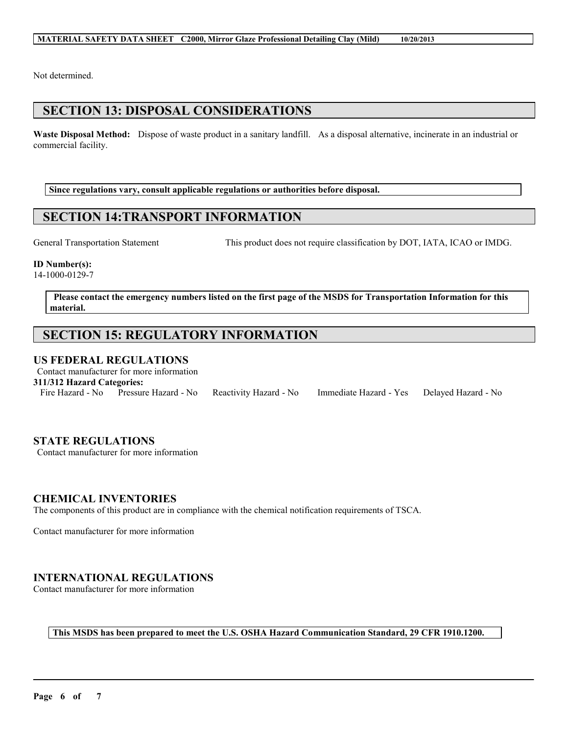Not determined.

## SECTION 13: DISPOSAL CONSIDERATIONS

**Waste Disposal Method:** Dispose of waste product in a sanitary landfill. As a disposal alternative, incinerate in an industrial or commercial facility.

**Since regulations vary, consult applicable regulations or authorities before disposal.**

## SECTION 14:TRANSPORT INFORMATION

General Transportation Statement This product does not require classification by DOT, IATA, ICAO or IMDG.

**ID Number(s):**
14-1000-0129-7

**Please contact the emergency numbers listed on the first page of the MSDS for Transportation Information for this material.**

## SECTION 15: REGULATORY INFORMATION

### US FEDERAL REGULATIONS

Contact manufacturer for more information

**311/312 Hazard Categories:**

Fire Hazard - No Pressure Hazard - No Reactivity Hazard - No Immediate Hazard - Yes Delayed Hazard - No

### STATE REGULATIONS

Contact manufacturer for more information

### CHEMICAL INVENTORIES

The components of this product are in compliance with the chemical notification requirements of TSCA.

Contact manufacturer for more information

### INTERNATIONAL REGULATIONS

Contact manufacturer for more information

**This MSDS has been prepared to meet the U.S. OSHA Hazard Communication Standard, 29 CFR 1910.1200.**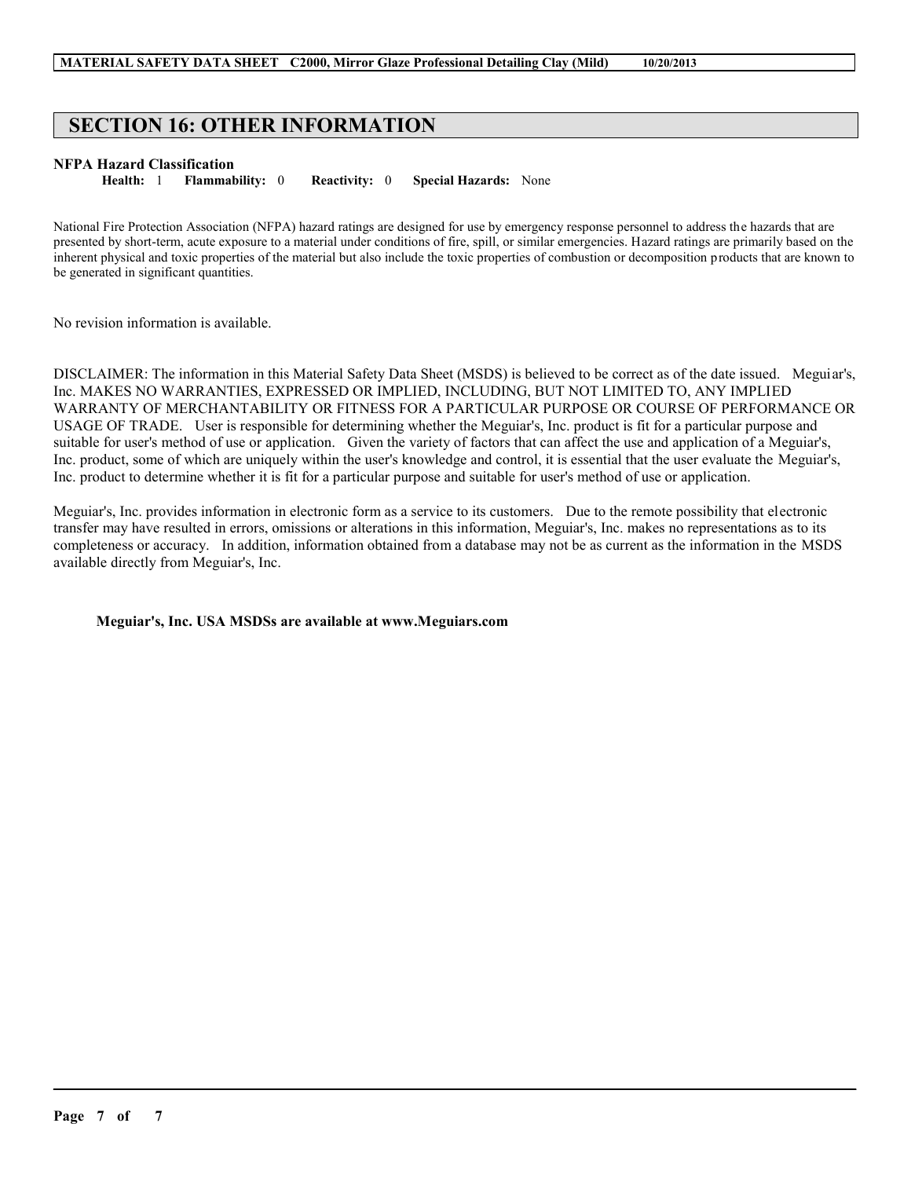## SECTION 16: OTHER INFORMATION

**NFPA Hazard Classification**

**Health:** 1 **Flammability:** 0 **Reactivity:** 0 **Special Hazards:** None

National Fire Protection Association (NFPA) hazard ratings are designed for use by emergency response personnel to address the hazards that are presented by short-term, acute exposure to a material under conditions of fire, spill, or similar emergencies. Hazard ratings are primarily based on the inherent physical and toxic properties of the material but also include the toxic properties of combustion or decomposition products that are known to be generated in significant quantities.

No revision information is available.

DISCLAIMER: The information in this Material Safety Data Sheet (MSDS) is believed to be correct as of the date issued. Meguiar's, Inc. MAKES NO WARRANTIES, EXPRESSED OR IMPLIED, INCLUDING, BUT NOT LIMITED TO, ANY IMPLIED WARRANTY OF MERCHANTABILITY OR FITNESS FOR A PARTICULAR PURPOSE OR COURSE OF PERFORMANCE OR USAGE OF TRADE. User is responsible for determining whether the Meguiar's, Inc. product is fit for a particular purpose and suitable for user's method of use or application. Given the variety of factors that can affect the use and application of a Meguiar's, Inc. product, some of which are uniquely within the user's knowledge and control, it is essential that the user evaluate the Meguiar's, Inc. product to determine whether it is fit for a particular purpose and suitable for user's method of use or application.

Meguiar's, Inc. provides information in electronic form as a service to its customers. Due to the remote possibility that electronic transfer may have resulted in errors, omissions or alterations in this information, Meguiar's, Inc. makes no representations as to its completeness or accuracy. In addition, information obtained from a database may not be as current as the information in the MSDS available directly from Meguiar's, Inc.

**Meguiar's, Inc. USA MSDSs are available at www.Meguiars.com**